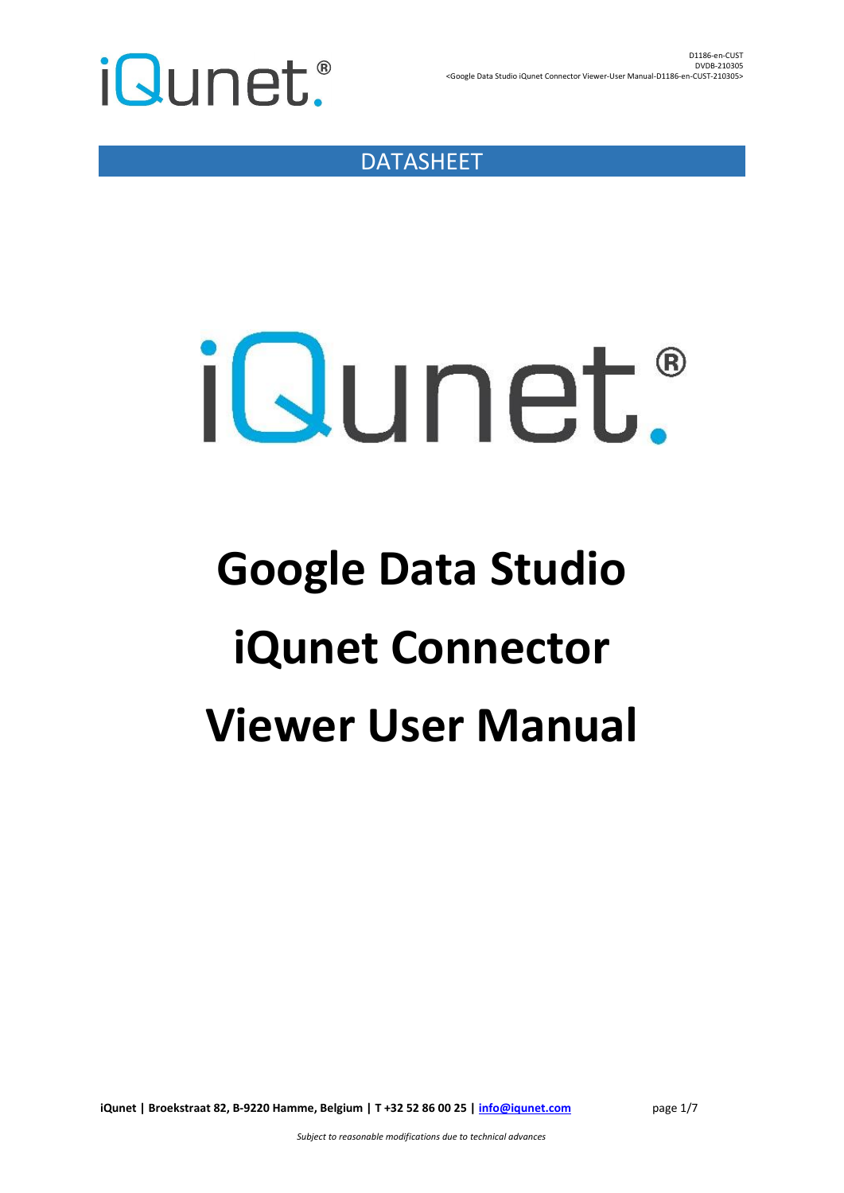DATASHEET

# Google Data Studio iQunet Connector Viewer User Manual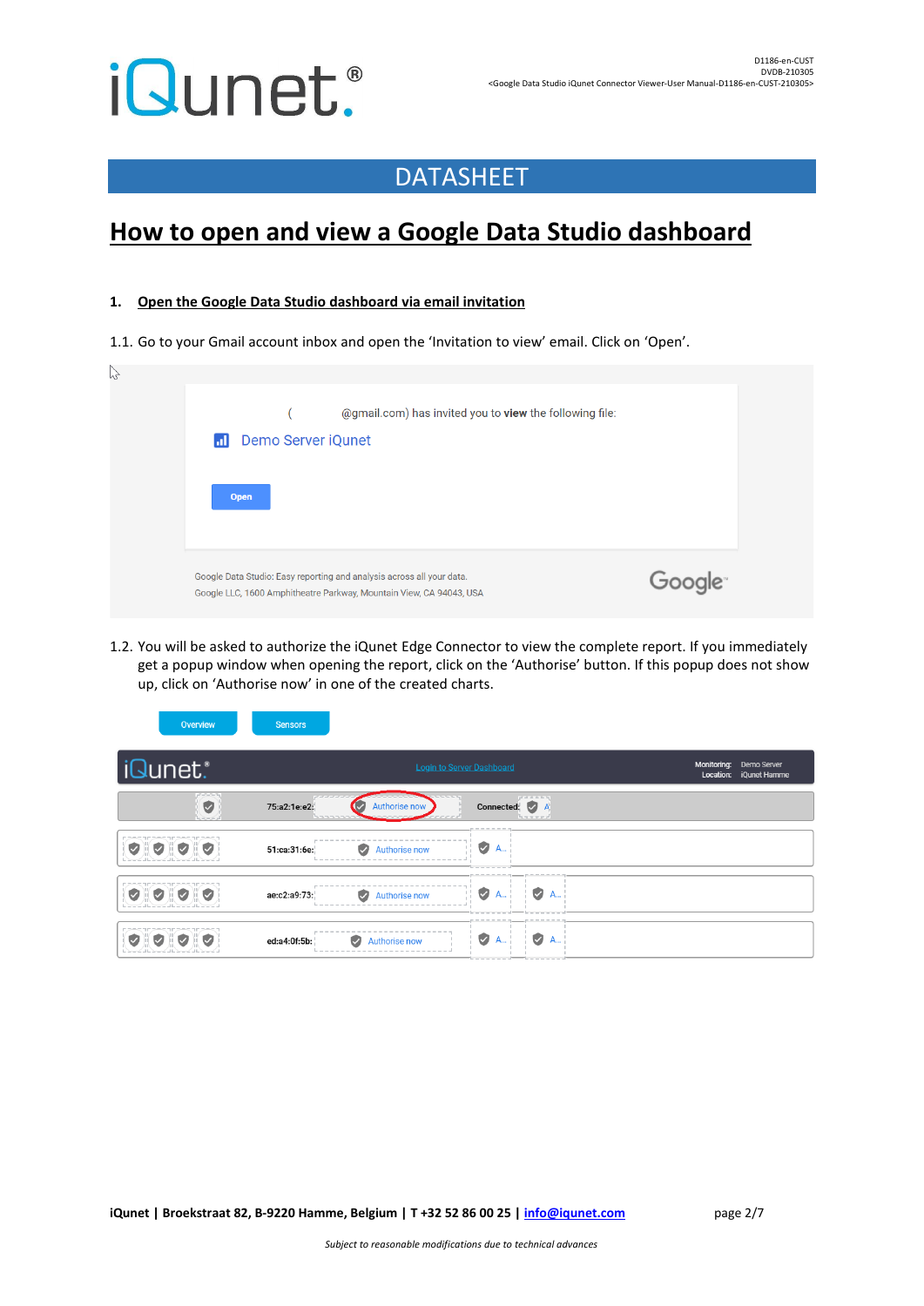# DATASHEET

## How to open and view a Google Data Studio dashboard

### 1. Open the Google Data Studio dashboard via email invitation

1.1. Go to your Gmail account inbox and open the 'Invitation to view' email. Click on 'Open'.

1.2. You will be asked to authorize the iQunet Edge Connector to view the complete report. If you immediately get a popup window when opening the report, click on the 'Authorise' button. If this popup does not show up, click on 'Authorise now' in one of the created charts.

iQunet | Broekstraat 82, B-9220 Hamme, Belgium | T +32 52 86 00 25 | info@iqunet.com

*Subject to reasonable modifications due to technical advances*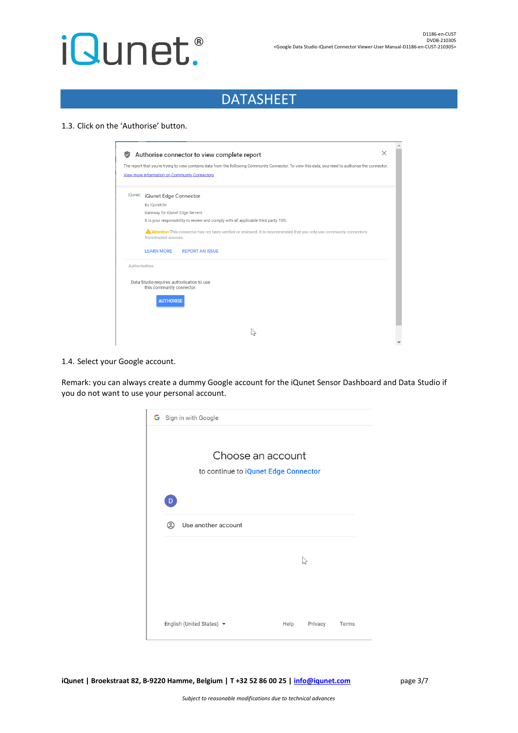# DATASHEET

1.3. Click on the 'Authorise' button.

1.4. Select your Google account.

Remark: you can always create a dummy Google account for the iQunet Sensor Dashboard and Data Studio if you do not want to use your personal account.

*Subject to reasonable modifications due to technical advances*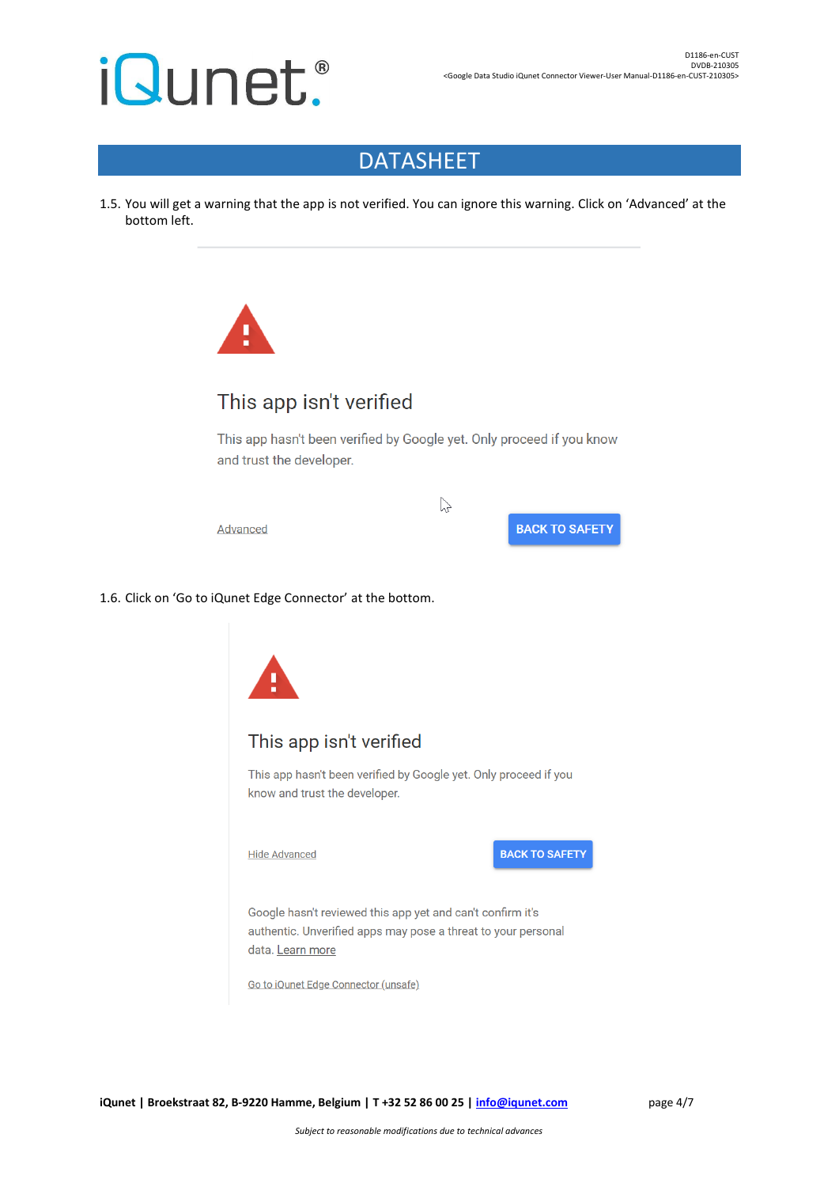1.5. You will get a warning that the app is not verified. You can ignore this warning. Click on 'Advanced' at the bottom left.

This app isn't verified

This app hasn't been verified by Google yet. Only proceed if you know and trust the developer.

Advanced

BACK TO SAFETY

1.6. Click on 'Go to iQunet Edge Connector' at the bottom.

This app isn't verified

This app hasn't been verified by Google yet. Only proceed if you know and trust the developer.

Hide Advanced

BACK TO SAFETY

Google hasn't reviewed this app yet and can't confirm it's authentic. Unverified apps may pose a threat to your personal data. Learn more

Go to iQunet Edge Connector (unsafe)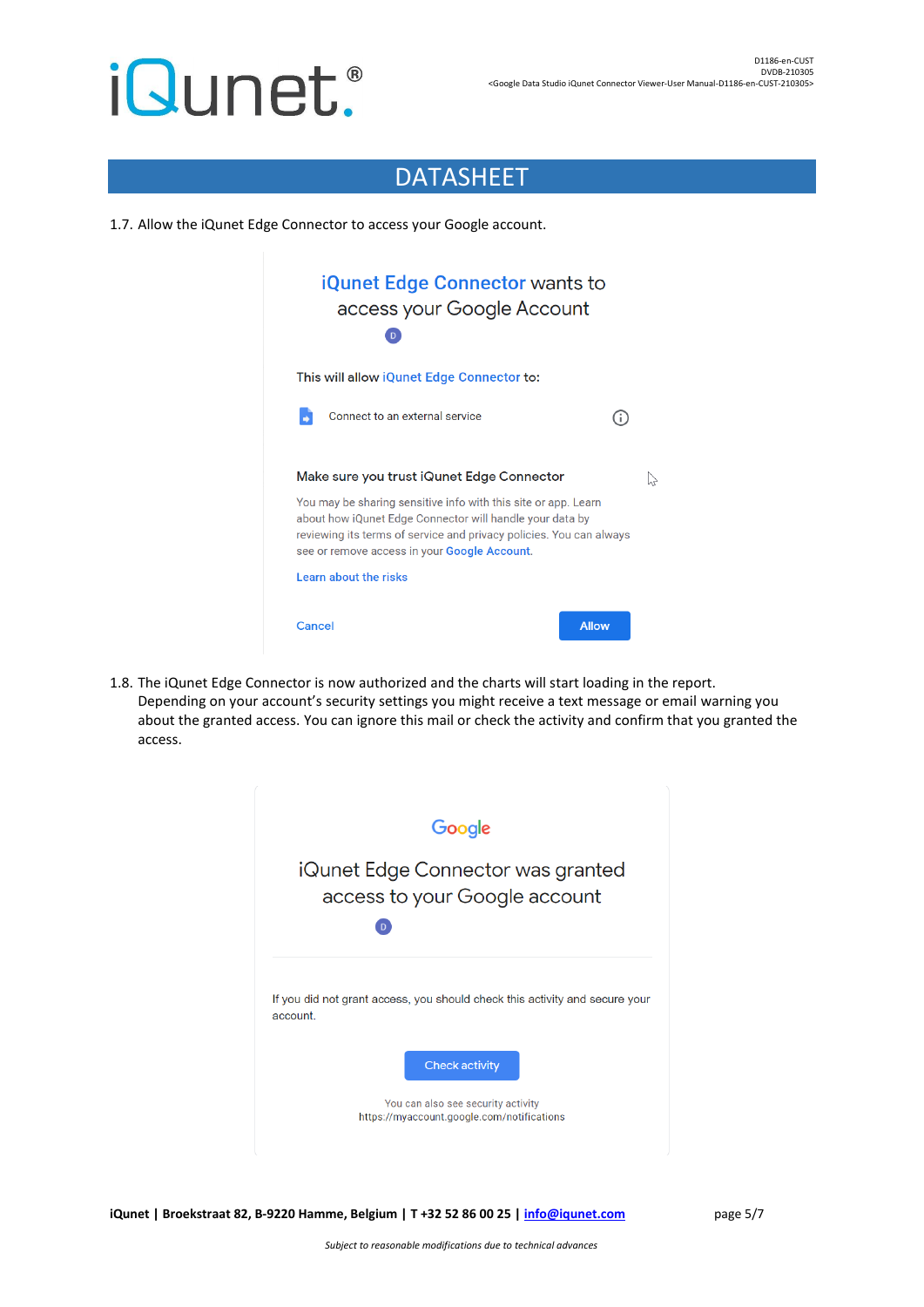# DATASHEET

1.7. Allow the iQunet Edge Connector to access your Google account.

iQunet Edge Connector wants to access your Google Account

This will allow iQunet Edge Connector to:

Connect to an external service

Make sure you trust iQunet Edge Connector

You may be sharing sensitive info with this site or app. Learn about how iQunet Edge Connector will handle your data by reviewing its terms of service and privacy policies. You can always see or remove access in your Google Account.

Learn about the risks

Cancel Allow

1.8. The iQunet Edge Connector is now authorized and the charts will start loading in the report.
Depending on your account's security settings you might receive a text message or email warning you about the granted access. You can ignore this mail or check the activity and confirm that you granted the access.

Google

iQunet Edge Connector was granted access to your Google account

If you did not grant access, you should check this activity and secure your account.

Check activity

You can also see security activity
https://myaccount.google.com/notifications

iQunet | Broekstraat 82, B-9220 Hamme, Belgium | T +32 52 86 00 25 | info@iqunet.com

*Subject to reasonable modifications due to technical advances*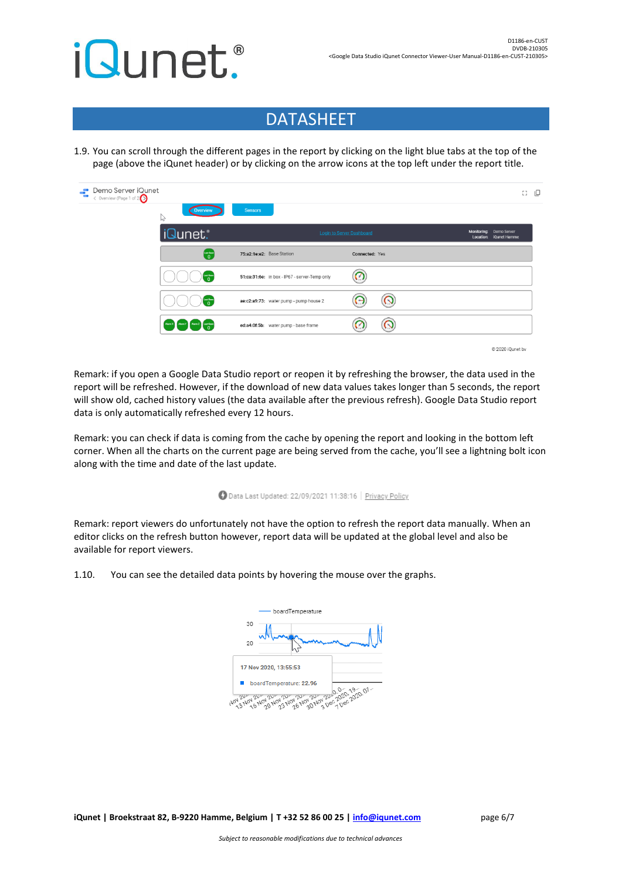1.9. You can scroll through the different pages in the report by clicking on the light blue tabs at the top of the page (above the iQunet header) or by clicking on the arrow icons at the top left under the report title.

Remark: if you open a Google Data Studio report or reopen it by refreshing the browser, the data used in the report will be refreshed. However, if the download of new data values takes longer than 5 seconds, the report will show old, cached history values (the data available after the previous refresh). Google Data Studio report data is only automatically refreshed every 12 hours.

Remark: you can check if data is coming from the cache by opening the report and looking in the bottom left corner. When all the charts on the current page are being served from the cache, you'll see a lightning bolt icon along with the time and date of the last update.

Remark: report viewers do unfortunately not have the option to refresh the report data manually. When an editor clicks on the refresh button however, report data will be updated at the global level and also be available for report viewers.

1.10. You can see the detailed data points by hovering the mouse over the graphs.

**iQunet | Broekstraat 82, B-9220 Hamme, Belgium | T +32 52 86 00 25 | info@iqunet.com**

*Subject to reasonable modifications due to technical advances*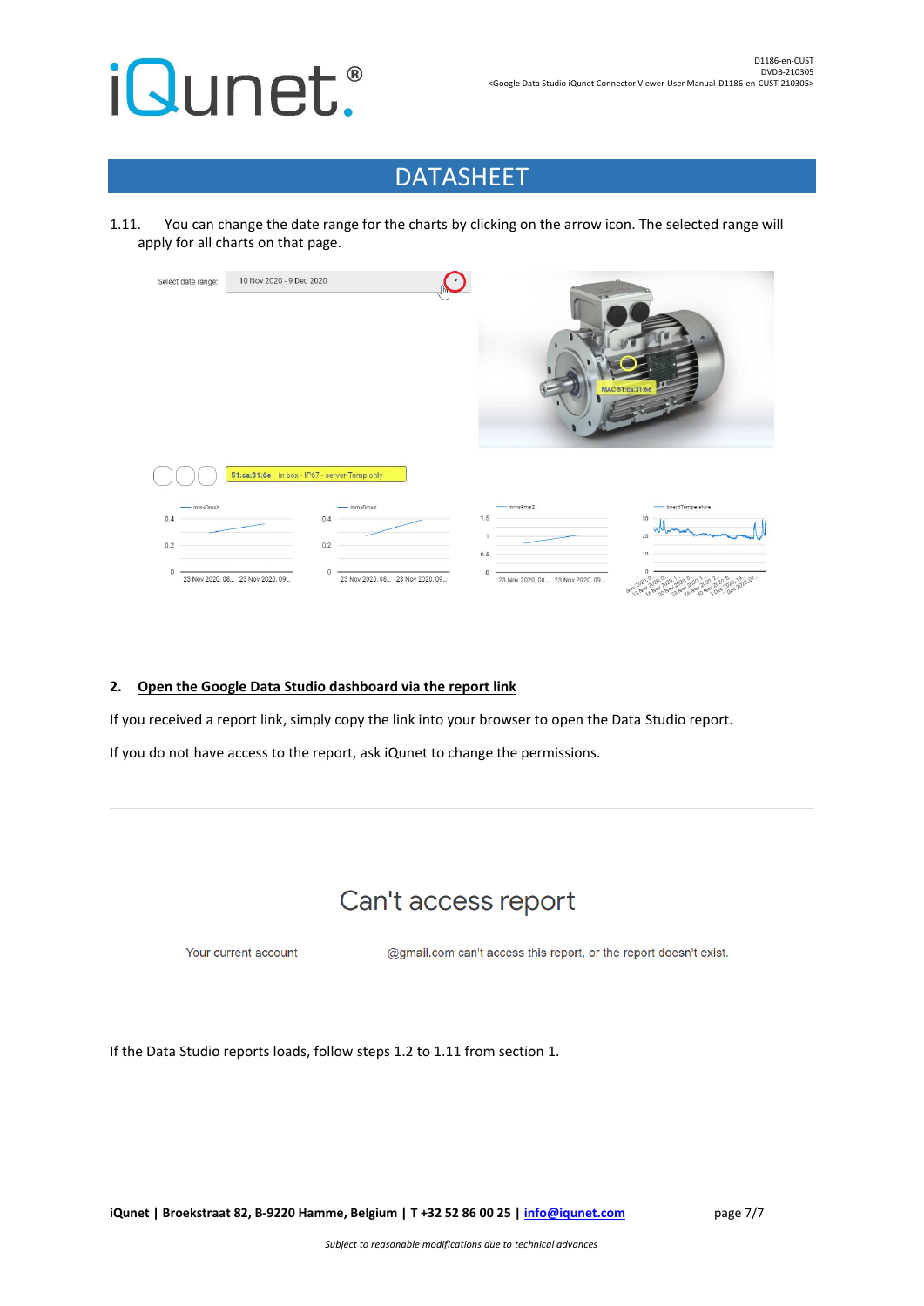# DATASHEET

1.11. You can change the date range for the charts by clicking on the arrow icon. The selected range will apply for all charts on that page.

Select date range: 10 Nov 2020 - 9 Dec 2020

MAC 51:ca:31:6e

51:ca:31:6e in box - IP67 - server-Temp only

mmsRmsX

mmsRmsY

mmsRmsZ

boardTemperature

## 2. Open the Google Data Studio dashboard via the report link

If you received a report link, simply copy the link into your browser to open the Data Studio report.

If you do not have access to the report, ask iQunet to change the permissions.

Can't access report

Your current account @gmail.com can't access this report, or the report doesn't exist.

If the Data Studio reports loads, follow steps 1.2 to 1.11 from section 1.

iQunet | Broekstraat 82, B-9220 Hamme, Belgium | T +32 52 86 00 25 | info@iqunet.com

*Subject to reasonable modifications due to technical advances*